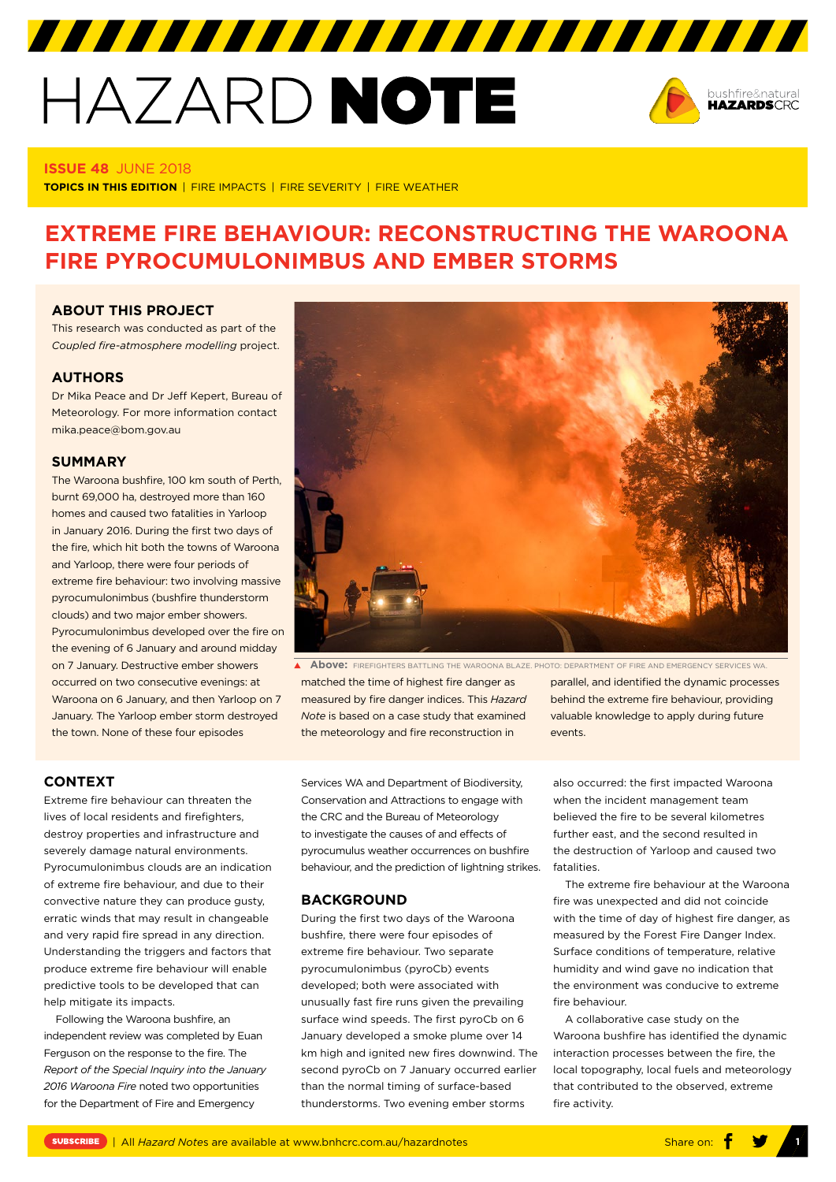# HAZARD NOTE

**ISSUE 48** JUNE 2018

**TOPICS IN THIS EDITION** | FIRE IMPACTS | FIRE SEVERITY | FIRE WEATHER

## EXTREME FIRE BEHAVIOUR: RECONSTRUCTING THE WAROONA FIRE PYROCUMULONIMBUS AND EMBER STORMS

### ABOUT THIS PROJECT

This research was conducted as part of the *Coupled fire-atmosphere modelling* project.

### AUTHORS

Dr Mika Peace and Dr Jeff Kepert, Bureau of Meteorology. For more information contact mika.peace@bom.gov.au

### SUMMARY

The Waroona bushfire, 100 km south of Perth, burnt 69,000 ha, destroyed more than 160 homes and caused two fatalities in Yarloop in January 2016. During the first two days of the fire, which hit both the towns of Waroona and Yarloop, there were four periods of extreme fire behaviour: two involving massive pyrocumulonimbus (bushfire thunderstorm clouds) and two major ember showers. Pyrocumulonimbus developed over the fire on the evening of 6 January and around midday on 7 January. Destructive ember showers occurred on two consecutive evenings: at Waroona on 6 January, and then Yarloop on 7 January. The Yarloop ember storm destroyed the town. None of these four episodes matched the time of highest fire danger as measured by fire danger indices. This *Hazard Note* is based on a case study that examined the meteorology and fire reconstruction in parallel, and identified the dynamic processes behind the extreme fire behaviour, providing valuable knowledge to apply during future events.

▲ **Above:** FIREFIGHTERS BATTLING THE WAROONA BLAZE. PHOTO: DEPARTMENT OF FIRE AND EMERGENCY SERVICES WA.

### CONTEXT

Extreme fire behaviour can threaten the lives of local residents and firefighters, destroy properties and infrastructure and severely damage natural environments. Pyrocumulonimbus clouds are an indication of extreme fire behaviour, and due to their convective nature they can produce gusty, erratic winds that may result in changeable and very rapid fire spread in any direction. Understanding the triggers and factors that produce extreme fire behaviour will enable predictive tools to be developed that can help mitigate its impacts.

Following the Waroona bushfire, an independent review was completed by Euan Ferguson on the response to the fire. The *Report of the Special Inquiry into the January 2016 Waroona Fire* noted two opportunities for the Department of Fire and Emergency Services WA and Department of Biodiversity, Conservation and Attractions to engage with the CRC and the Bureau of Meteorology to investigate the causes of and effects of pyrocumulus weather occurrences on bushfire behaviour, and the prediction of lightning strikes.

### BACKGROUND

During the first two days of the Waroona bushfire, there were four episodes of extreme fire behaviour. Two separate pyrocumulonimbus (pyroCb) events developed; both were associated with unusually fast fire runs given the prevailing surface wind speeds. The first pyroCb on 6 January developed a smoke plume over 14 km high and ignited new fires downwind. The second pyroCb on 7 January occurred earlier than the normal timing of surface-based thunderstorms. Two evening ember storms also occurred: the first impacted Waroona when the incident management team believed the fire to be several kilometres further east, and the second resulted in the destruction of Yarloop and caused two fatalities.

The extreme fire behaviour at the Waroona fire was unexpected and did not coincide with the time of day of highest fire danger, as measured by the Forest Fire Danger Index. Surface conditions of temperature, relative humidity and wind gave no indication that the environment was conducive to extreme fire behaviour.

A collaborative case study on the Waroona bushfire has identified the dynamic interaction processes between the fire, the local topography, local fuels and meteorology that contributed to the observed, extreme fire activity.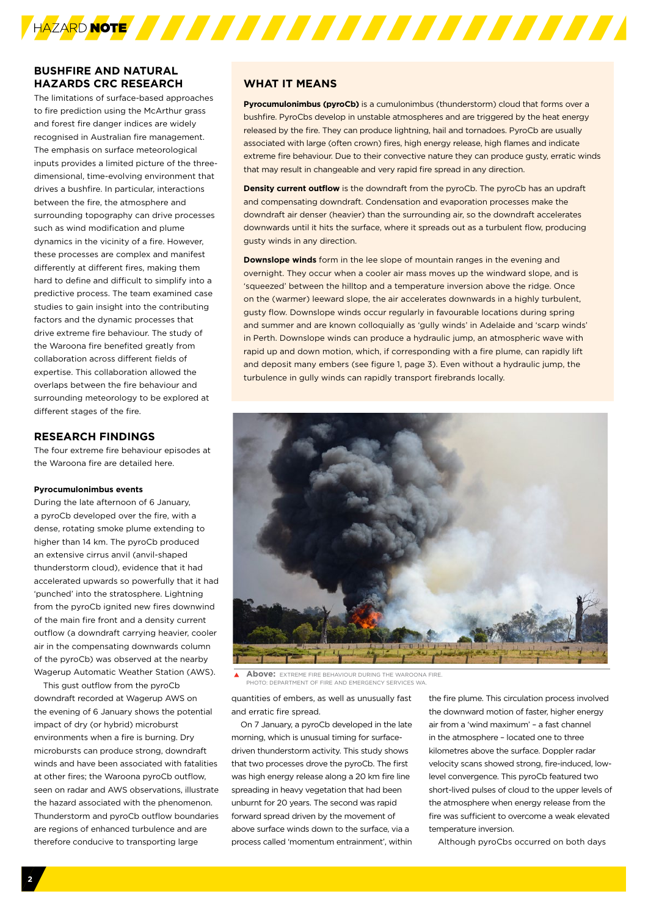## BUSHFIRE AND NATURAL HAZARDS CRC RESEARCH

The limitations of surface-based approaches to fire prediction using the McArthur grass and forest fire danger indices are widely recognised in Australian fire management. The emphasis on surface meteorological inputs provides a limited picture of the three-dimensional, time-evolving environment that drives a bushfire. In particular, interactions between the fire, the atmosphere and surrounding topography can drive processes such as wind modification and plume dynamics in the vicinity of a fire. However, these processes are complex and manifest differently at different fires, making them hard to define and difficult to simplify into a predictive process. The team examined case studies to gain insight into the contributing factors and the dynamic processes that drive extreme fire behaviour. The study of the Waroona fire benefited greatly from collaboration across different fields of expertise. This collaboration allowed the overlaps between the fire behaviour and surrounding meteorology to be explored at different stages of the fire.

## RESEARCH FINDINGS

The four extreme fire behaviour episodes at the Waroona fire are detailed here.

**Pyrocumulonimbus events**

During the late afternoon of 6 January, a pyroCb developed over the fire, with a dense, rotating smoke plume extending to higher than 14 km. The pyroCb produced an extensive cirrus anvil (anvil-shaped thunderstorm cloud), evidence that it had accelerated upwards so powerfully that it had 'punched' into the stratosphere. Lightning from the pyroCb ignited new fires downwind of the main fire front and a density current outflow (a downdraft carrying heavier, cooler air in the compensating downwards column of the pyroCb) was observed at the nearby Wagerup Automatic Weather Station (AWS).

This gust outflow from the pyroCb downdraft recorded at Wagerup AWS on the evening of 6 January shows the potential impact of dry (or hybrid) microburst environments when a fire is burning. Dry microbursts can produce strong, downdraft winds and have been associated with fatalities at other fires; the Waroona pyroCb outflow, seen on radar and AWS observations, illustrate the hazard associated with the phenomenon. Thunderstorm and pyroCb outflow boundaries are regions of enhanced turbulence and are therefore conducive to transporting large quantities of embers, as well as unusually fast and erratic fire spread.

On 7 January, a pyroCb developed in the late morning, which is unusual timing for surface-driven thunderstorm activity. This study shows that two processes drove the pyroCb. The first was high energy release along a 20 km fire line spreading in heavy vegetation that had been unburnt for 20 years. The second was rapid forward spread driven by the movement of above surface winds down to the surface, via a process called 'momentum entrainment', within the fire plume. This circulation process involved the downward motion of faster, higher energy air from a 'wind maximum' – a fast channel in the atmosphere – located one to three kilometres above the surface. Doppler radar velocity scans showed strong, fire-induced, low-level convergence. This pyroCb featured two short-lived pulses of cloud to the upper levels of the atmosphere when energy release from the fire was sufficient to overcome a weak elevated temperature inversion.

Although pyroCbs occurred on both days

## WHAT IT MEANS

**Pyrocumulonimbus (pyroCb)** is a cumulonimbus (thunderstorm) cloud that forms over a bushfire. PyroCbs develop in unstable atmospheres and are triggered by the heat energy released by the fire. They can produce lightning, hail and tornadoes. PyroCb are usually associated with large (often crown) fires, high energy release, high flames and indicate extreme fire behaviour. Due to their convective nature they can produce gusty, erratic winds that may result in changeable and very rapid fire spread in any direction.

**Density current outflow** is the downdraft from the pyroCb. The pyroCb has an updraft and compensating downdraft. Condensation and evaporation processes make the downdraft air denser (heavier) than the surrounding air, so the downdraft accelerates downwards until it hits the surface, where it spreads out as a turbulent flow, producing gusty winds in any direction.

**Downslope winds** form in the lee slope of mountain ranges in the evening and overnight. They occur when a cooler air mass moves up the windward slope, and is 'squeezed' between the hilltop and a temperature inversion above the ridge. Once on the (warmer) leeward slope, the air accelerates downwards in a highly turbulent, gusty flow. Downslope winds occur regularly in favourable locations during spring and summer and are known colloquially as 'gully winds' in Adelaide and 'scarp winds' in Perth. Downslope winds can produce a hydraulic jump, an atmospheric wave with rapid up and down motion, which, if corresponding with a fire plume, can rapidly lift and deposit many embers (see figure 1, page 3). Even without a hydraulic jump, the turbulence in gully winds can rapidly transport firebrands locally.

**Above:** EXTREME FIRE BEHAVIOUR DURING THE WAROONA FIRE. PHOTO: DEPARTMENT OF FIRE AND EMERGENCY SERVICES WA.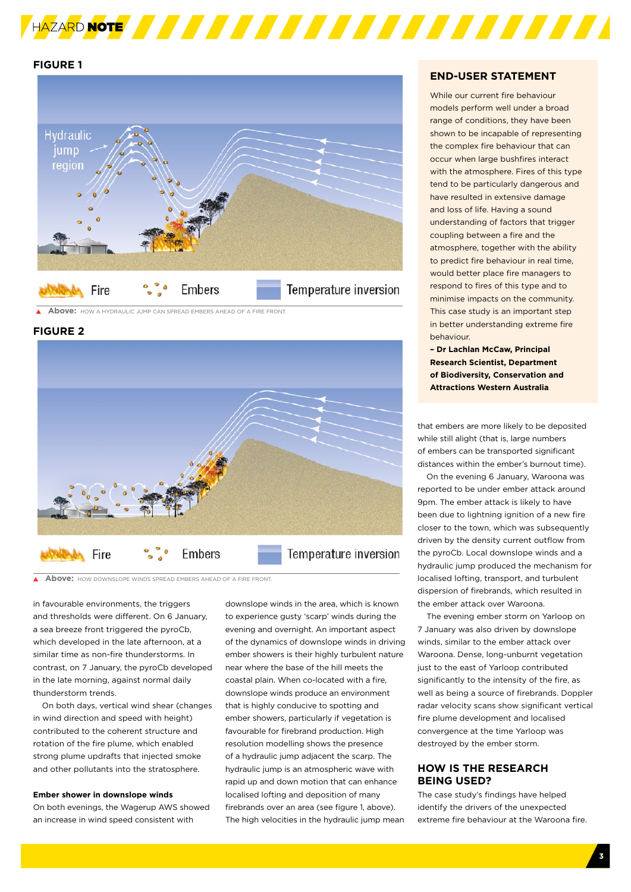## FIGURE 1

▲ **Above:** HOW A HYDRAULIC JUMP CAN SPREAD EMBERS AHEAD OF A FIRE FRONT.

## FIGURE 2

▲ **Above:** HOW DOWNSLOPE WINDS SPREAD EMBERS AHEAD OF A FIRE FRONT.

in favourable environments, the triggers and thresholds were different. On 6 January, a sea breeze front triggered the pyroCb, which developed in the late afternoon, at a similar time as non-fire thunderstorms. In contrast, on 7 January, the pyroCb developed in the late morning, against normal daily thunderstorm trends.

On both days, vertical wind shear (changes in wind direction and speed with height) contributed to the coherent structure and rotation of the fire plume, which enabled strong plume updrafts that injected smoke and other pollutants into the stratosphere.

### Ember shower in downslope winds

On both evenings, the Wagerup AWS showed an increase in wind speed consistent with downslope winds in the area, which is known to experience gusty 'scarp' winds during the evening and overnight. An important aspect of the dynamics of downslope winds in driving ember showers is their highly turbulent nature near where the base of the hill meets the coastal plain. When co-located with a fire, downslope winds produce an environment that is highly conducive to spotting and ember showers, particularly if vegetation is favourable for firebrand production. High resolution modelling shows the presence of a hydraulic jump adjacent the scarp. The hydraulic jump is an atmospheric wave with rapid up and down motion that can enhance localised lofting and deposition of many firebrands over an area (see figure 1, above). The high velocities in the hydraulic jump mean that embers are more likely to be deposited while still alight (that is, large numbers of embers can be transported significant distances within the ember's burnout time).

On the evening 6 January, Waroona was reported to be under ember attack around 9pm. The ember attack is likely to have been due to lightning ignition of a new fire closer to the town, which was subsequently driven by the density current outflow from the pyroCb. Local downslope winds and a hydraulic jump produced the mechanism for localised lofting, transport, and turbulent dispersion of firebrands, which resulted in the ember attack over Waroona.

The evening ember storm on Yarloop on 7 January was also driven by downslope winds, similar to the ember attack over Waroona. Dense, long-unburnt vegetation just to the east of Yarloop contributed significantly to the intensity of the fire, as well as being a source of firebrands. Doppler radar velocity scans show significant vertical fire plume development and localised convergence at the time Yarloop was destroyed by the ember storm.

## END-USER STATEMENT

While our current fire behaviour models perform well under a broad range of conditions, they have been shown to be incapable of representing the complex fire behaviour that can occur when large bushfires interact with the atmosphere. Fires of this type tend to be particularly dangerous and have resulted in extensive damage and loss of life. Having a sound understanding of factors that trigger coupling between a fire and the atmosphere, together with the ability to predict fire behaviour in real time, would better place fire managers to respond to fires of this type and to minimise impacts on the community. This case study is an important step in better understanding extreme fire behaviour.

**– Dr Lachlan McCaw, Principal Research Scientist, Department of Biodiversity, Conservation and Attractions Western Australia**

## HOW IS THE RESEARCH BEING USED?

The case study's findings have helped identify the drivers of the unexpected extreme fire behaviour at the Waroona fire.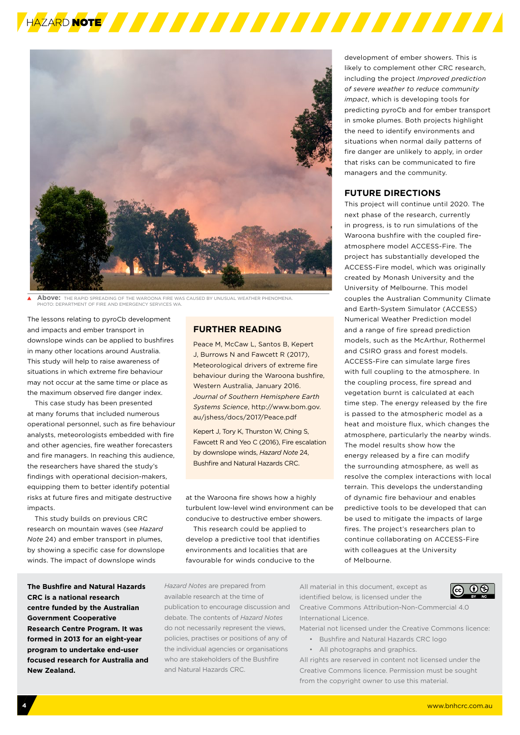**Above:** THE RAPID SPREADING OF THE WAROONA FIRE WAS CAUSED BY UNUSUAL WEATHER PHENOMENA. PHOTO: DEPARTMENT OF FIRE AND EMERGENCY SERVICES WA.

The lessons relating to pyroCb development and impacts and ember transport in downslope winds can be applied to bushfires in many other locations around Australia. This study will help to raise awareness of situations in which extreme fire behaviour may not occur at the same time or place as the maximum observed fire danger index.

This case study has been presented at many forums that included numerous operational personnel, such as fire behaviour analysts, meteorologists embedded with fire and other agencies, fire weather forecasters and fire managers. In reaching this audience, the researchers have shared the study's findings with operational decision-makers, equipping them to better identify potential risks at future fires and mitigate destructive impacts.

This study builds on previous CRC research on mountain waves (see *Hazard Note* 24) and ember transport in plumes, by showing a specific case for downslope winds. The impact of downslope winds at the Waroona fire shows how a highly turbulent low-level wind environment can be conducive to destructive ember showers.

This research could be applied to develop a predictive tool that identifies environments and localities that are favourable for winds conducive to the development of ember showers. This is likely to complement other CRC research, including the project *Improved prediction of severe weather to reduce community impact*, which is developing tools for predicting pyroCb and for ember transport in smoke plumes. Both projects highlight the need to identify environments and situations when normal daily patterns of fire danger are unlikely to apply, in order that risks can be communicated to fire managers and the community.

## FURTHER READING

Peace M, McCaw L, Santos B, Kepert J, Burrows N and Fawcett R (2017), Meteorological drivers of extreme fire behaviour during the Waroona bushfire, Western Australia, January 2016. *Journal of Southern Hemisphere Earth Systems Science*, http://www.bom.gov.au/jshess/docs/2017/Peace.pdf

Kepert J, Tory K, Thurston W, Ching S, Fawcett R and Yeo C (2016), Fire escalation by downslope winds, *Hazard Note* 24, Bushfire and Natural Hazards CRC.

## FUTURE DIRECTIONS

This project will continue until 2020. The next phase of the research, currently in progress, is to run simulations of the Waroona bushfire with the coupled fire-atmosphere model ACCESS-Fire. The project has substantially developed the ACCESS-Fire model, which was originally created by Monash University and the University of Melbourne. This model couples the Australian Community Climate and Earth-System Simulator (ACCESS) Numerical Weather Prediction model and a range of fire spread prediction models, such as the McArthur, Rothermel and CSIRO grass and forest models. ACCESS-Fire can simulate large fires with full coupling to the atmosphere. In the coupling process, fire spread and vegetation burnt is calculated at each time step. The energy released by the fire is passed to the atmospheric model as a heat and moisture flux, which changes the atmosphere, particularly the nearby winds. The model results show how the energy released by a fire can modify the surrounding atmosphere, as well as resolve the complex interactions with local terrain. This develops the understanding of dynamic fire behaviour and enables predictive tools to be developed that can be used to mitigate the impacts of large fires. The project's researchers plan to continue collaborating on ACCESS-Fire with colleagues at the University of Melbourne.

**The Bushfire and Natural Hazards CRC is a national research centre funded by the Australian Government Cooperative Research Centre Program. It was formed in 2013 for an eight-year program to undertake end-user focused research for Australia and New Zealand.**

*Hazard Notes* are prepared from available research at the time of publication to encourage discussion and debate. The contents of *Hazard Notes* do not necessarily represent the views, policies, practises or positions of any of the individual agencies or organisations who are stakeholders of the Bushfire and Natural Hazards CRC.

All material in this document, except as identified below, is licensed under the Creative Commons Attribution-Non-Commercial 4.0 International Licence.

Material not licensed under the Creative Commons licence:

- Bushfire and Natural Hazards CRC logo
- All photographs and graphics.

All rights are reserved in content not licensed under the Creative Commons licence. Permission must be sought from the copyright owner to use this material.

www.bnhcrc.com.au